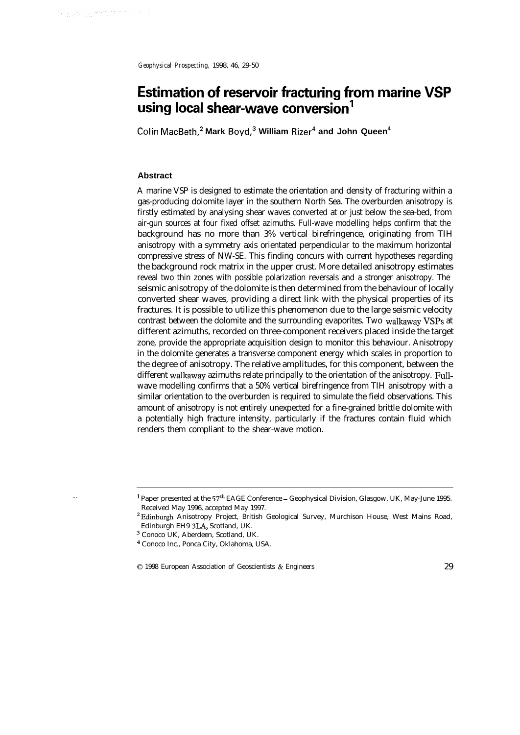# Estimation of reservoir fracturing from marine VSP using local shear-wave conversion[1]

Colin MacBeth,[2] **Mark Boyd,**[3] **William Rizer**[4] **and John Queen**[4]

## Abstract

A marine VSP is designed to estimate the orientation and density of fracturing within a gas-producing dolomite layer in the southern North Sea. The overburden anisotropy is firstly estimated by analysing shear waves converted at or just below the sea-bed, from air-gun sources at four fixed offset azimuths. Full-wave modelling helps confirm that the background has no more than 3% vertical birefringence, originating from TIH anisotropy with a symmetry axis orientated perpendicular to the maximum horizontal compressive stress of NW-SE. This finding concurs with current hypotheses regarding the background rock matrix in the upper crust. More detailed anisotropy estimates reveal two thin zones with possible polarization reversals and a stronger anisotropy. The seismic anisotropy of the dolomite is then determined from the behaviour of locally converted shear waves, providing a direct link with the physical properties of its fractures. It is possible to utilize this phenomenon due to the large seismic velocity contrast between the dolomite and the surrounding evaporites. Two walkaway VSPs at different azimuths, recorded on three-component receivers placed inside the target zone, provide the appropriate acquisition design to monitor this behaviour. Anisotropy in the dolomite generates a transverse component energy which scales in proportion to the degree of anisotropy. The relative amplitudes, for this component, between the different walkaway azimuths relate principally to the orientation of the anisotropy. Full-wave modelling confirms that a 50% vertical birefringence from TIH anisotropy with a similar orientation to the overburden is required to simulate the field observations. This amount of anisotropy is not entirely unexpected for a fine-grained brittle dolomite with a potentially high fracture intensity, particularly if the fractures contain fluid which renders them compliant to the shear-wave motion.

---

[1] Paper presented at the 57[th] EAGE Conference – Geophysical Division, Glasgow, UK, May-June 1995. Received May 1996, accepted May 1997.

[2] Edinburgh Anisotropy Project, British Geological Survey, Murchison House, West Mains Road, Edinburgh EH9 3LA, Scotland, UK.

[3] Conoco UK, Aberdeen, Scotland, UK.

[4] Conoco Inc., Ponca City, Oklahoma, USA.

© 1998 European Association of Geoscientists & Engineers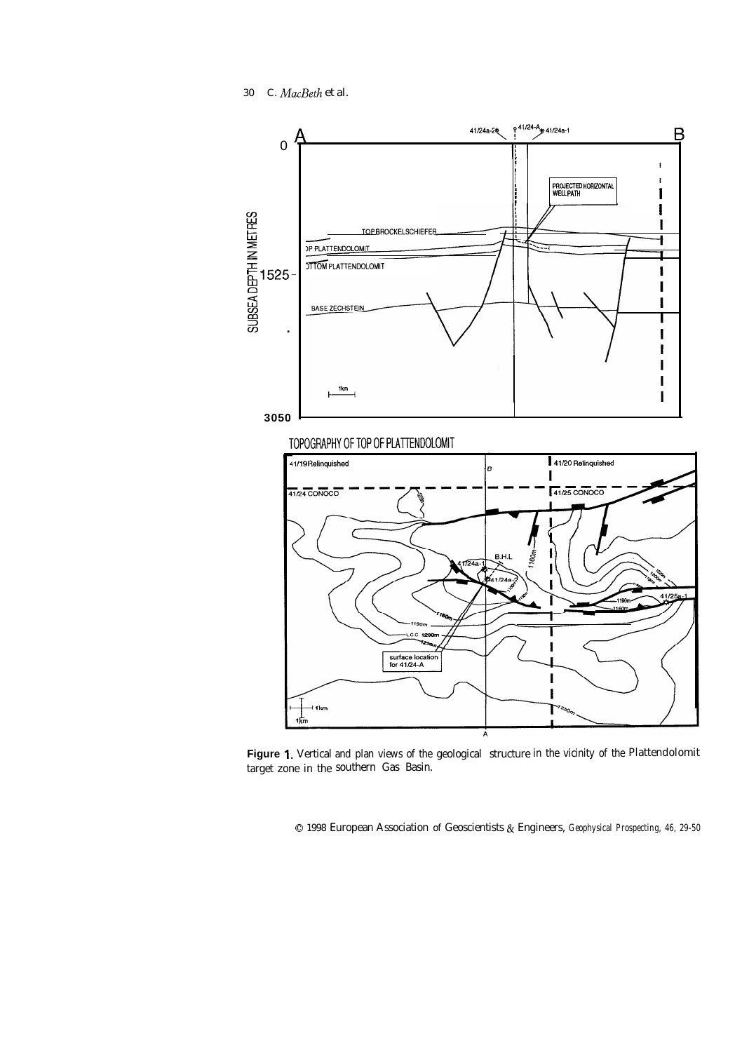**Figure 1.** Vertical and plan views of the geological structure in the vicinity of the Plattendolomit target zone in the southern Gas Basin.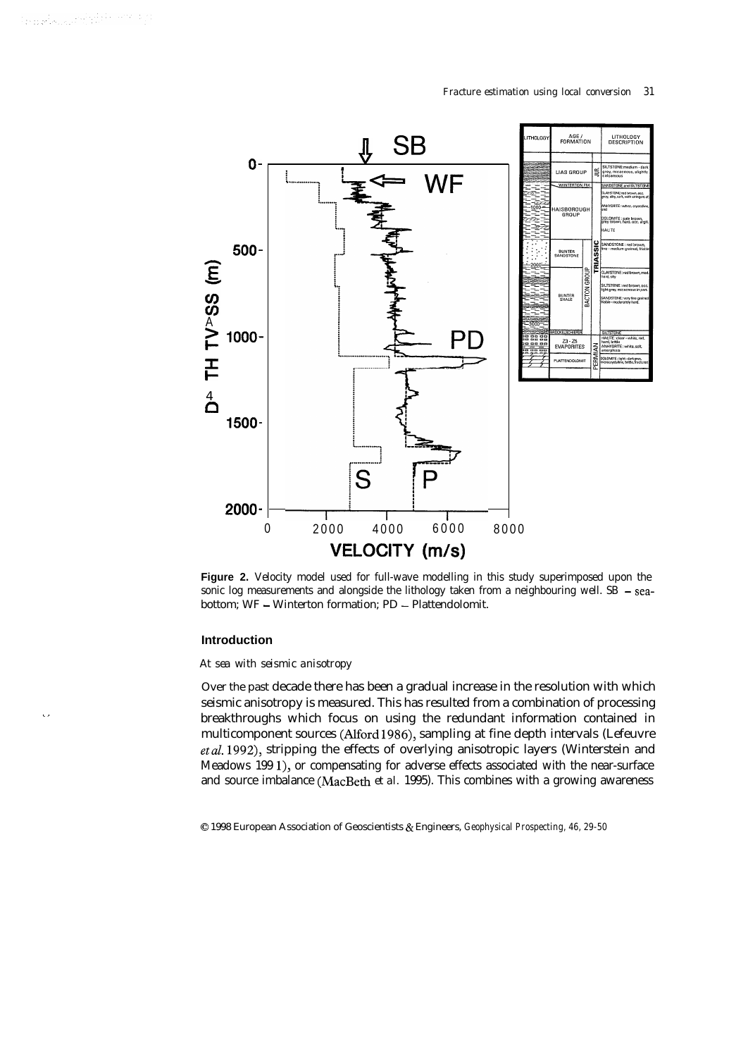**Figure 2.** Velocity model used for full-wave modelling in this study superimposed upon the sonic log measurements and alongside the lithology taken from a neighbouring well. SB – sea-bottom; WF – Winterton formation; PD – Plattendolomit.

## Introduction

### *At sea with seismic anisotropy*

Over the past decade there has been a gradual increase in the resolution with which seismic anisotropy is measured. This has resulted from a combination of processing breakthroughs which focus on using the redundant information contained in multicomponent sources (Alford 1986), sampling at fine depth intervals (Lefeuvre *et al.* 1992), stripping the effects of overlying anisotropic layers (Winterstein and Meadows 1991), or compensating for adverse effects associated with the near-surface and source imbalance (MacBeth *et al.* 1995). This combines with a growing awareness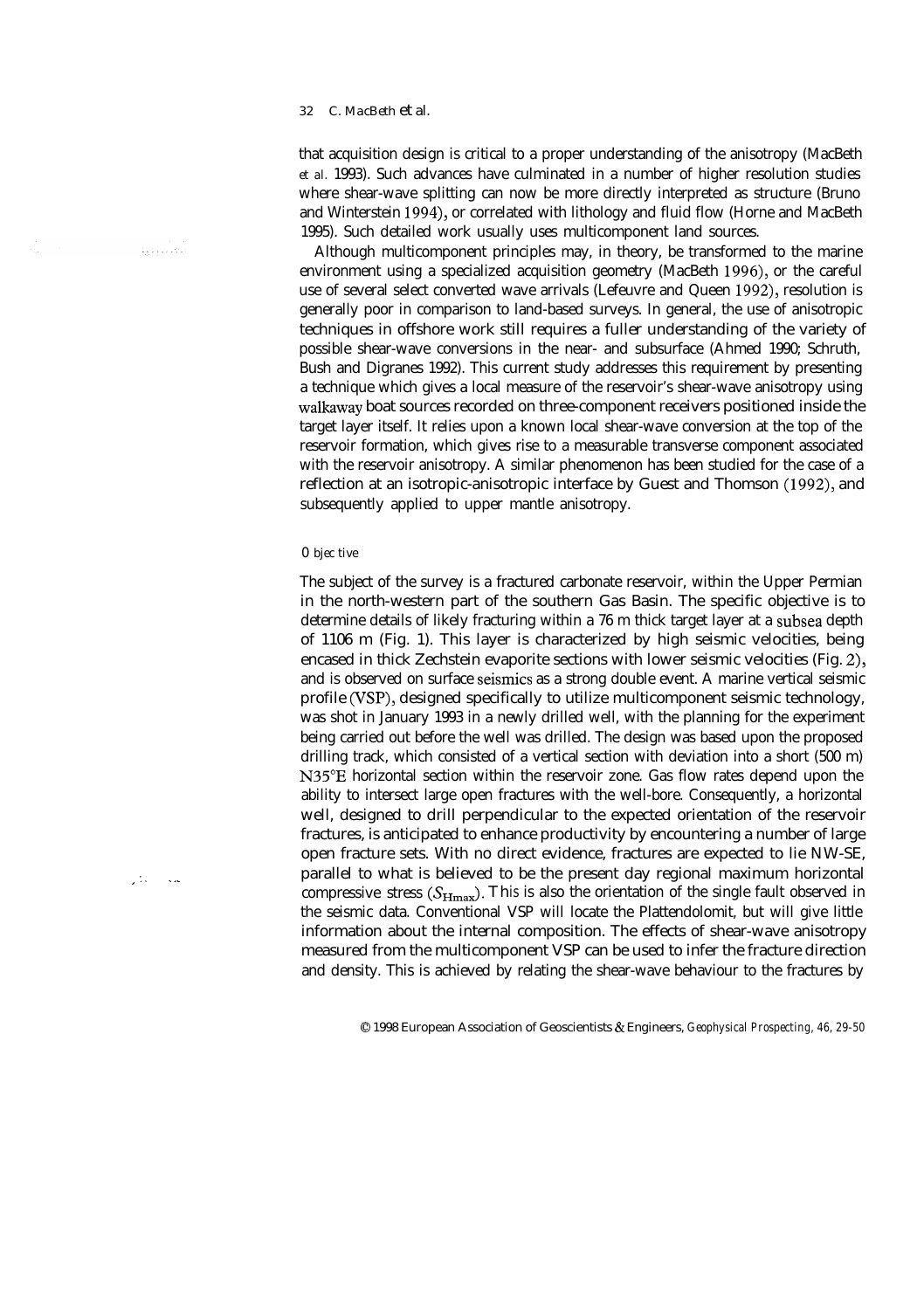that acquisition design is critical to a proper understanding of the anisotropy (MacBeth et al. 1993). Such advances have culminated in a number of higher resolution studies where shear-wave splitting can now be more directly interpreted as structure (Bruno and Winterstein 1994), or correlated with lithology and fluid flow (Horne and MacBeth 1995). Such detailed work usually uses multicomponent land sources.

Although multicomponent principles may, in theory, be transformed to the marine environment using a specialized acquisition geometry (MacBeth 1996), or the careful use of several select converted wave arrivals (Lefeuvre and Queen 1992), resolution is generally poor in comparison to land-based surveys. In general, the use of anisotropic techniques in offshore work still requires a fuller understanding of the variety of possible shear-wave conversions in the near- and subsurface (Ahmed 1990; Schruth, Bush and Digranes 1992). This current study addresses this requirement by presenting a technique which gives a local measure of the reservoir's shear-wave anisotropy using walkaway boat sources recorded on three-component receivers positioned inside the target layer itself. It relies upon a known local shear-wave conversion at the top of the reservoir formation, which gives rise to a measurable transverse component associated with the reservoir anisotropy. A similar phenomenon has been studied for the case of a reflection at an isotropic-anisotropic interface by Guest and Thomson (1992), and subsequently applied to upper mantle anisotropy.

## Objective

The subject of the survey is a fractured carbonate reservoir, within the Upper Permian in the north-western part of the southern Gas Basin. The specific objective is to determine details of likely fracturing within a 76 m thick target layer at a subsea depth of 1106 m (Fig. 1). This layer is characterized by high seismic velocities, being encased in thick Zechstein evaporite sections with lower seismic velocities (Fig. 2), and is observed on surface seismics as a strong double event. A marine vertical seismic profile (VSP), designed specifically to utilize multicomponent seismic technology, was shot in January 1993 in a newly drilled well, with the planning for the experiment being carried out before the well was drilled. The design was based upon the proposed drilling track, which consisted of a vertical section with deviation into a short (500 m) N35°E horizontal section within the reservoir zone. Gas flow rates depend upon the ability to intersect large open fractures with the well-bore. Consequently, a horizontal well, designed to drill perpendicular to the expected orientation of the reservoir fractures, is anticipated to enhance productivity by encountering a number of large open fracture sets. With no direct evidence, fractures are expected to lie NW-SE, parallel to what is believed to be the present day regional maximum horizontal compressive stress ($S_{Hmax}$). This is also the orientation of the single fault observed in the seismic data. Conventional VSP will locate the Plattendolomit, but will give little information about the internal composition. The effects of shear-wave anisotropy measured from the multicomponent VSP can be used to infer the fracture direction and density. This is achieved by relating the shear-wave behaviour to the fractures by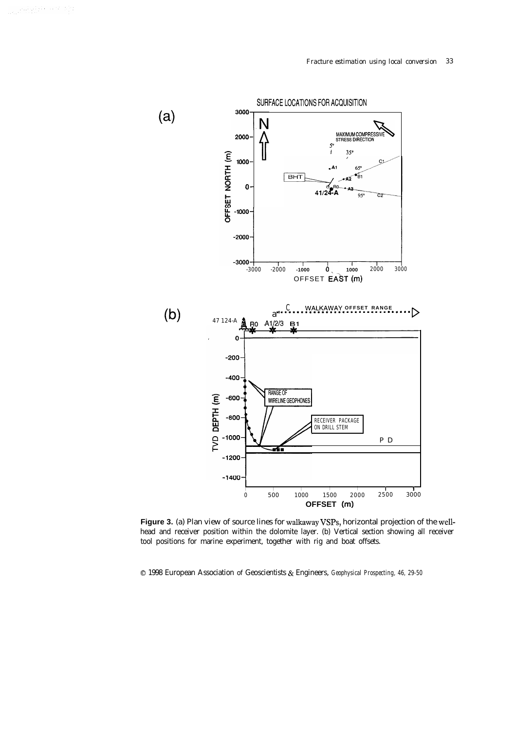**Figure 3.** (a) Plan view of source lines for walkaway VSPs, horizontal projection of the well-head and receiver position within the dolomite layer. (b) Vertical section showing all receiver tool positions for marine experiment, together with rig and boat offsets.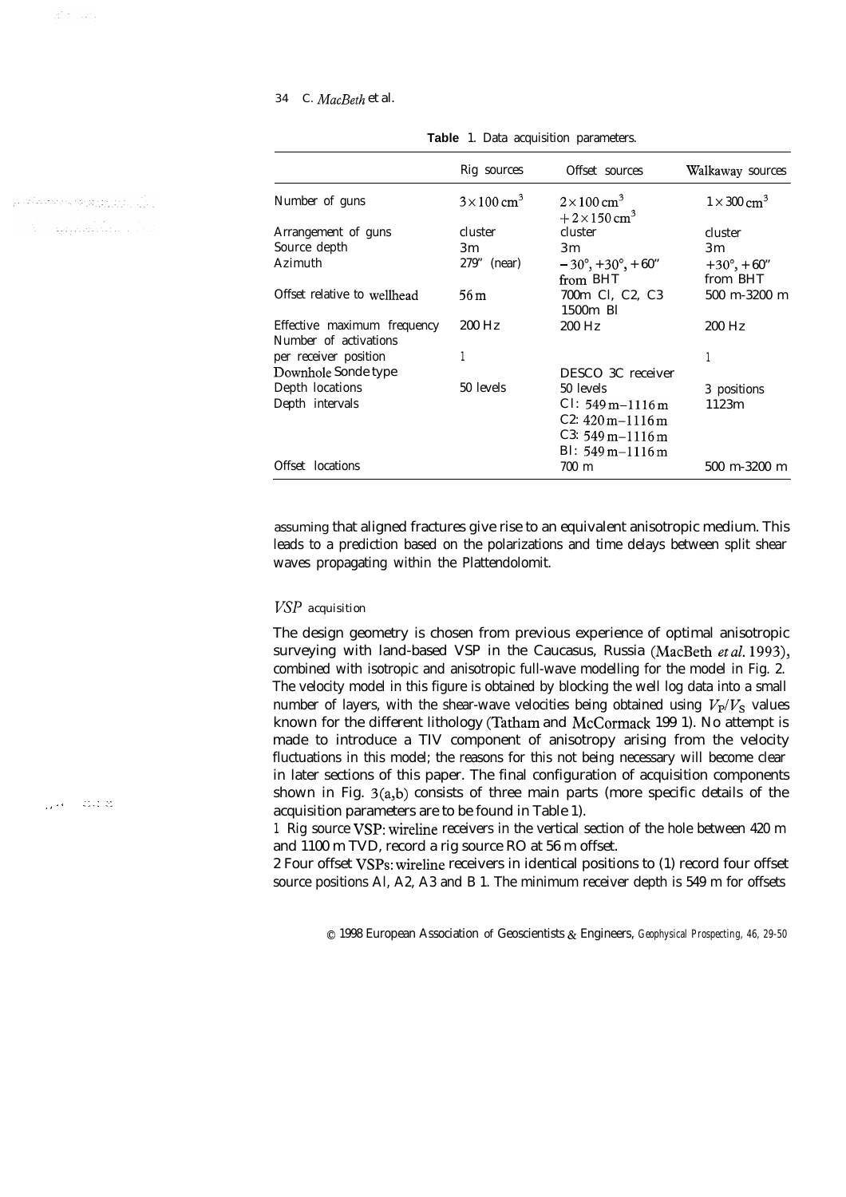**Table 1.** Data acquisition parameters.

| | Rig sources | Offset sources | Walkaway sources |
|---|---|---|---|
| Number of guns | $3\times100\,\mathrm{cm}^3$ | $2\times100\,\mathrm{cm}^3$ $+2\times150\,\mathrm{cm}^3$ | $1\times300\,\mathrm{cm}^3$ |
| Arrangement of guns | cluster | cluster | cluster |
| Source depth | 3m | 3m | 3m |
| Azimuth | 279" (near) | $-30°, +30°, +60"$ from BHT | $+30°, +60"$ from BHT |
| Offset relative to wellhead | 56 m | 700m Cl, C2, C3 1500m Bl | 500 m-3200 m |
| Effective maximum frequency | 200 Hz | 200 Hz | 200 Hz |
| Number of activations per receiver position | 1 | | 1 |
| Downhole Sonde type | | DESCO 3C receiver | |
| Depth locations | 50 levels | 50 levels | 3 positions |
| Depth intervals | | Cl: 549 m–1116 m C2: 420 m–1116 m C3: 549 m–1116 m Bl: 549 m–1116 m | 1123m |
| Offset locations | | 700 m | 500 m-3200 m |

assuming that aligned fractures give rise to an equivalent anisotropic medium. This leads to a prediction based on the polarizations and time delays between split shear waves propagating within the Plattendolomit.

### *VSP* acquisition

The design geometry is chosen from previous experience of optimal anisotropic surveying with land-based VSP in the Caucasus, Russia (MacBeth *et al.* 1993), combined with isotropic and anisotropic full-wave modelling for the model in Fig. 2. The velocity model in this figure is obtained by blocking the well log data into a small number of layers, with the shear-wave velocities being obtained using $V_P/V_S$ values known for the different lithology (Tatham and McCormack 199 1). No attempt is made to introduce a TIV component of anisotropy arising from the velocity fluctuations in this model; the reasons for this not being necessary will become clear in later sections of this paper. The final configuration of acquisition components shown in Fig. 3(a,b) consists of three main parts (more specific details of the acquisition parameters are to be found in Table 1).

1 Rig source VSP: wireline receivers in the vertical section of the hole between 420 m and 1100 m TVD, record a rig source RO at 56 m offset.

2 Four offset VSPs: wireline receivers in identical positions to (1) record four offset source positions Al, A2, A3 and B 1. The minimum receiver depth is 549 m for offsets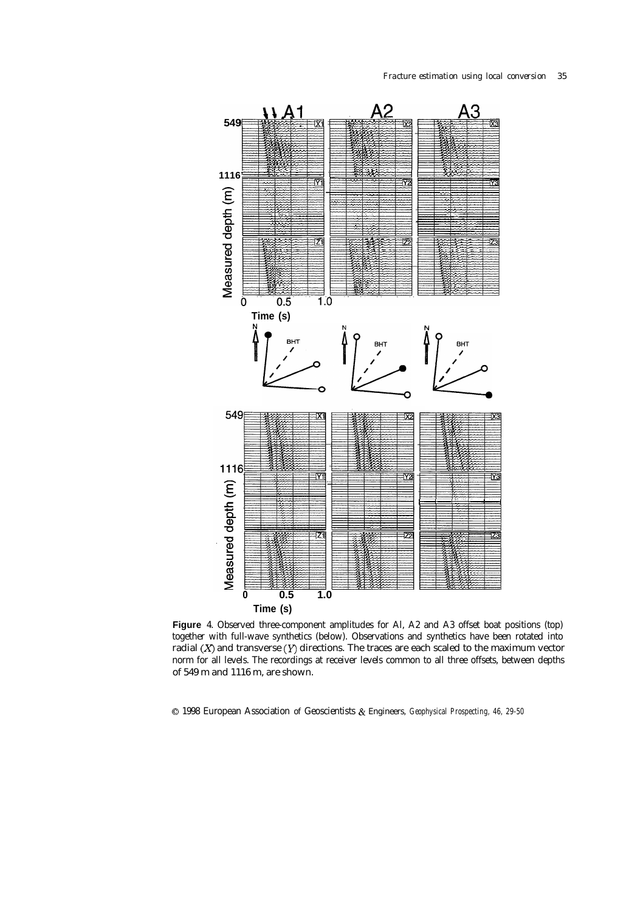**Figure 4.** Observed three-component amplitudes for A1, A2 and A3 offset boat positions (top) together with full-wave synthetics (below). Observations and synthetics have been rotated into radial ($X$) and transverse ($Y$) directions. The traces are each scaled to the maximum vector norm for all levels. The recordings at receiver levels common to all three offsets, between depths of 549 m and 1116 m, are shown.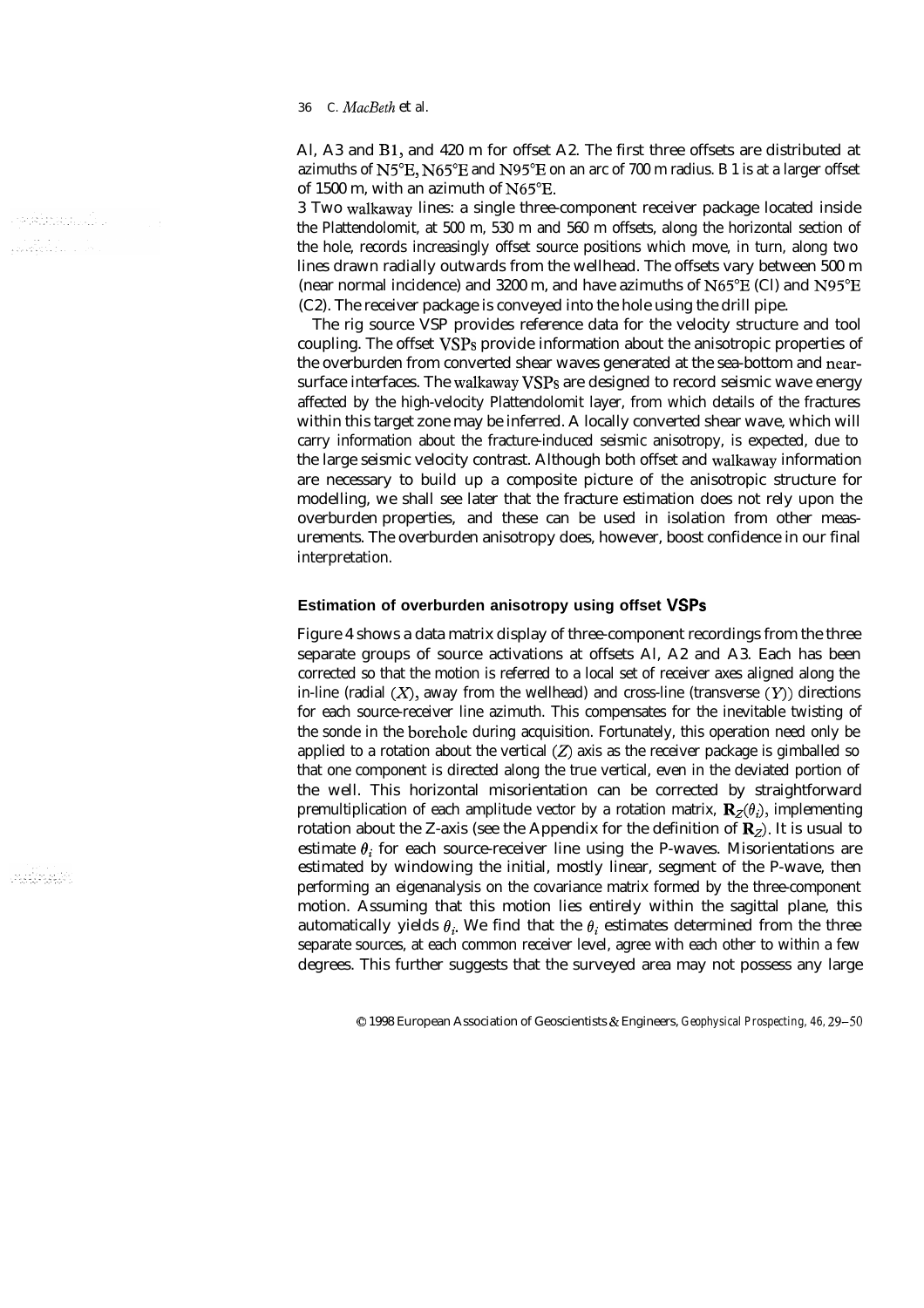A1, A3 and B1, and 420 m for offset A2. The first three offsets are distributed at azimuths of N5°E, N65°E and N95°E on an arc of 700 m radius. B 1 is at a larger offset of 1500 m, with an azimuth of N65°E.

3 Two walkaway lines: a single three-component receiver package located inside the Plattendolomit, at 500 m, 530 m and 560 m offsets, along the horizontal section of the hole, records increasingly offset source positions which move, in turn, along two lines drawn radially outwards from the wellhead. The offsets vary between 500 m (near normal incidence) and 3200 m, and have azimuths of N65°E (C1) and N95°E (C2). The receiver package is conveyed into the hole using the drill pipe.

The rig source VSP provides reference data for the velocity structure and tool coupling. The offset VSPs provide information about the anisotropic properties of the overburden from converted shear waves generated at the sea-bottom and near-surface interfaces. The walkaway VSPs are designed to record seismic wave energy affected by the high-velocity Plattendolomit layer, from which details of the fractures within this target zone may be inferred. A locally converted shear wave, which will carry information about the fracture-induced seismic anisotropy, is expected, due to the large seismic velocity contrast. Although both offset and walkaway information are necessary to build up a composite picture of the anisotropic structure for modelling, we shall see later that the fracture estimation does not rely upon the overburden properties, and these can be used in isolation from other measurements. The overburden anisotropy does, however, boost confidence in our final interpretation.

### Estimation of overburden anisotropy using offset VSPs

Figure 4 shows a data matrix display of three-component recordings from the three separate groups of source activations at offsets A1, A2 and A3. Each has been corrected so that the motion is referred to a local set of receiver axes aligned along the in-line (radial ($X$), away from the wellhead) and cross-line (transverse ($Y$)) directions for each source-receiver line azimuth. This compensates for the inevitable twisting of the sonde in the borehole during acquisition. Fortunately, this operation need only be applied to a rotation about the vertical ($Z$) axis as the receiver package is gimballed so that one component is directed along the true vertical, even in the deviated portion of the well. This horizontal misorientation can be corrected by straightforward premultiplication of each amplitude vector by a rotation matrix, $\mathbf{R}_Z(\theta_i)$, implementing rotation about the Z-axis (see the Appendix for the definition of $\mathbf{R}_Z$). It is usual to estimate $\theta_i$ for each source-receiver line using the P-waves. Misorientations are estimated by windowing the initial, mostly linear, segment of the P-wave, then performing an eigenanalysis on the covariance matrix formed by the three-component motion. Assuming that this motion lies entirely within the sagittal plane, this automatically yields $\theta_i$. We find that the $\theta_i$ estimates determined from the three separate sources, at each common receiver level, agree with each other to within a few degrees. This further suggests that the surveyed area may not possess any large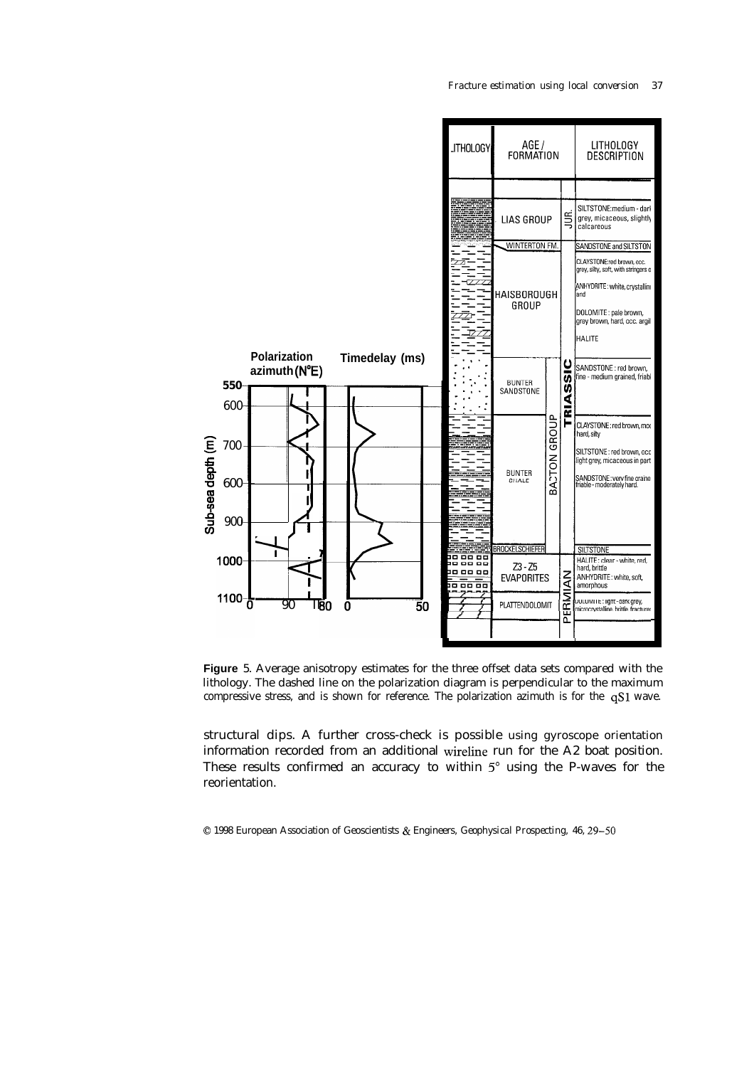**Figure** 5. Average anisotropy estimates for the three offset data sets compared with the lithology. The dashed line on the polarization diagram is perpendicular to the maximum compressive stress, and is shown for reference. The polarization azimuth is for the qS1 wave.

structural dips. A further cross-check is possible using gyroscope orientation information recorded from an additional wireline run for the A2 boat position. These results confirmed an accuracy to within 5° using the P-waves for the reorientation.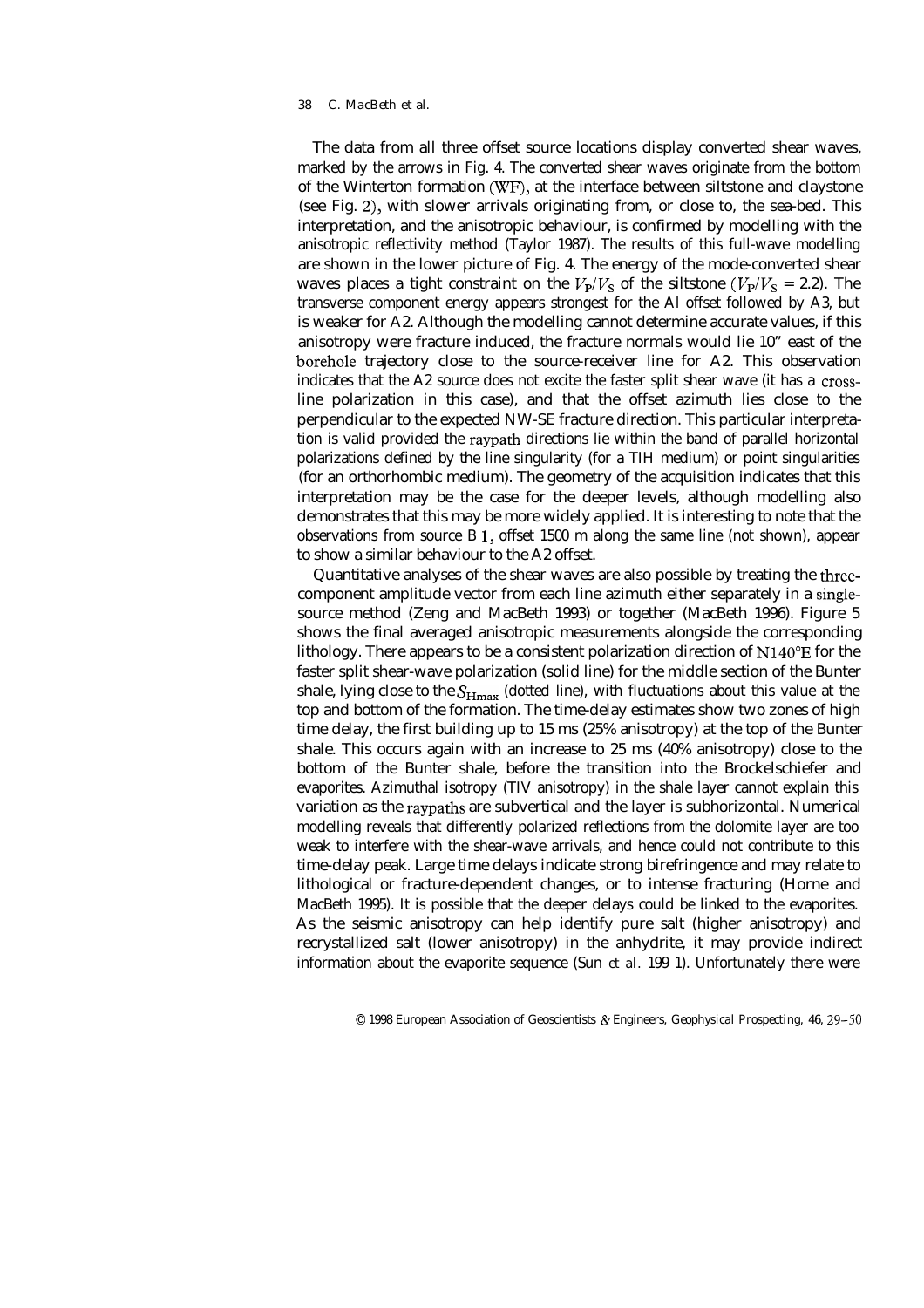The data from all three offset source locations display converted shear waves, marked by the arrows in Fig. 4. The converted shear waves originate from the bottom of the Winterton formation (WF), at the interface between siltstone and claystone (see Fig. 2), with slower arrivals originating from, or close to, the sea-bed. This interpretation, and the anisotropic behaviour, is confirmed by modelling with the anisotropic reflectivity method (Taylor 1987). The results of this full-wave modelling are shown in the lower picture of Fig. 4. The energy of the mode-converted shear waves places a tight constraint on the $V_P/V_S$ of the siltstone ($V_P/V_S = 2.2$). The transverse component energy appears strongest for the Al offset followed by A3, but is weaker for A2. Although the modelling cannot determine accurate values, if this anisotropy were fracture induced, the fracture normals would lie 10° east of the borehole trajectory close to the source-receiver line for A2. This observation indicates that the A2 source does not excite the faster split shear wave (it has a cross-line polarization in this case), and that the offset azimuth lies close to the perpendicular to the expected NW-SE fracture direction. This particular interpretation is valid provided the raypath directions lie within the band of parallel horizontal polarizations defined by the line singularity (for a TIH medium) or point singularities (for an orthorhombic medium). The geometry of the acquisition indicates that this interpretation may be the case for the deeper levels, although modelling also demonstrates that this may be more widely applied. It is interesting to note that the observations from source B 1, offset 1500 m along the same line (not shown), appear to show a similar behaviour to the A2 offset.

Quantitative analyses of the shear waves are also possible by treating the three-component amplitude vector from each line azimuth either separately in a single-source method (Zeng and MacBeth 1993) or together (MacBeth 1996). Figure 5 shows the final averaged anisotropic measurements alongside the corresponding lithology. There appears to be a consistent polarization direction of N140°E for the faster split shear-wave polarization (solid line) for the middle section of the Bunter shale, lying close to the $S_{\mathrm{Hmax}}$ (dotted line), with fluctuations about this value at the top and bottom of the formation. The time-delay estimates show two zones of high time delay, the first building up to 15 ms (25% anisotropy) at the top of the Bunter shale. This occurs again with an increase to 25 ms (40% anisotropy) close to the bottom of the Bunter shale, before the transition into the Brockelschiefer and evaporites. Azimuthal isotropy (TIV anisotropy) in the shale layer cannot explain this variation as the raypaths are subvertical and the layer is subhorizontal. Numerical modelling reveals that differently polarized reflections from the dolomite layer are too weak to interfere with the shear-wave arrivals, and hence could not contribute to this time-delay peak. Large time delays indicate strong birefringence and may relate to lithological or fracture-dependent changes, or to intense fracturing (Horne and MacBeth 1995). It is possible that the deeper delays could be linked to the evaporites. As the seismic anisotropy can help identify pure salt (higher anisotropy) and recrystallized salt (lower anisotropy) in the anhydrite, it may provide indirect information about the evaporite sequence (Sun *et al.* 1991). Unfortunately there were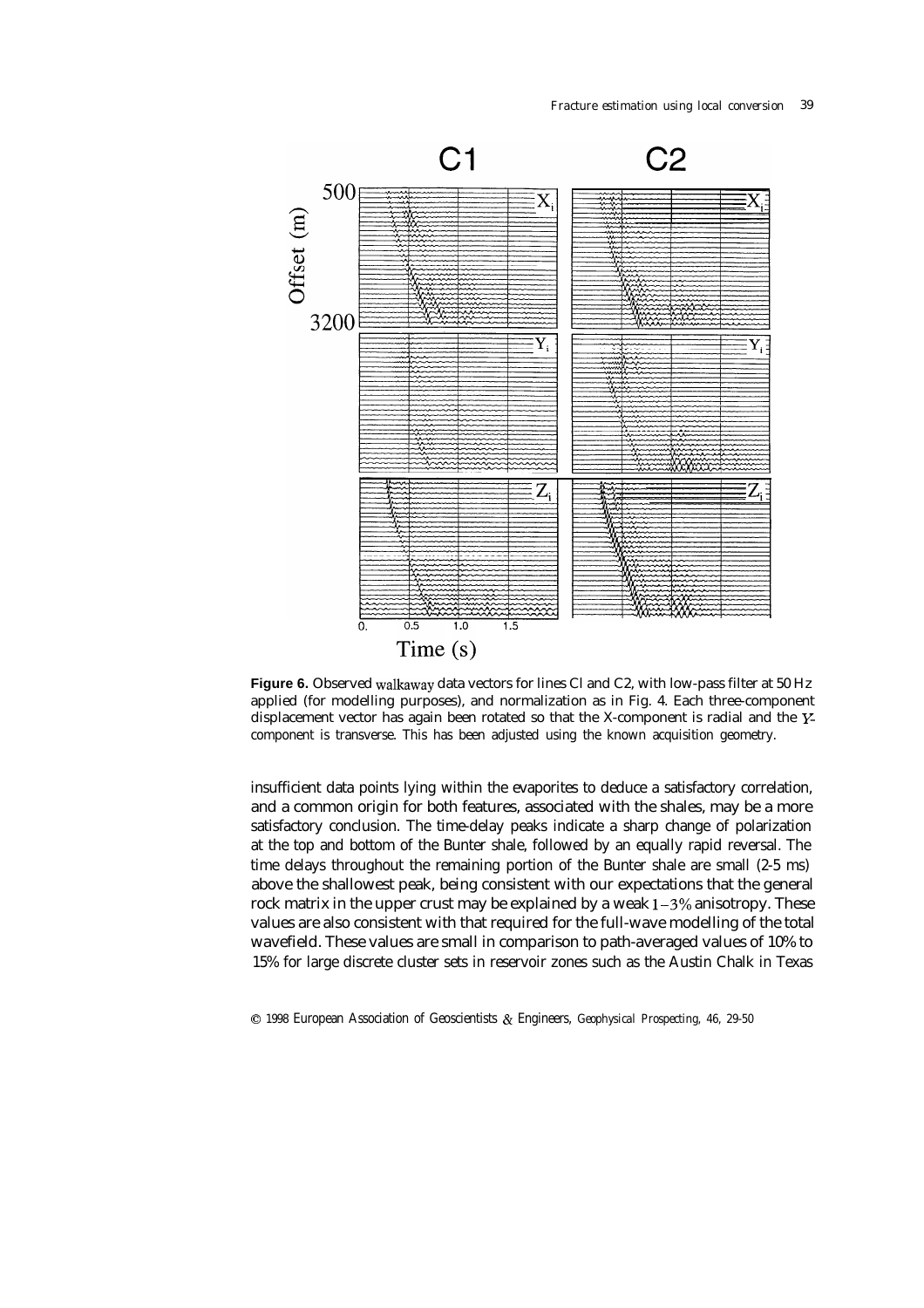**Figure 6.** Observed walkaway data vectors for lines Cl and C2, with low-pass filter at 50 Hz applied (for modelling purposes), and normalization as in Fig. 4. Each three-component displacement vector has again been rotated so that the X-component is radial and the Y-component is transverse. This has been adjusted using the known acquisition geometry.

insufficient data points lying within the evaporites to deduce a satisfactory correlation, and a common origin for both features, associated with the shales, may be a more satisfactory conclusion. The time-delay peaks indicate a sharp change of polarization at the top and bottom of the Bunter shale, followed by an equally rapid reversal. The time delays throughout the remaining portion of the Bunter shale are small (2-5 ms) above the shallowest peak, being consistent with our expectations that the general rock matrix in the upper crust may be explained by a weak $1-3\%$ anisotropy. These values are also consistent with that required for the full-wave modelling of the total wavefield. These values are small in comparison to path-averaged values of 10% to 15% for large discrete cluster sets in reservoir zones such as the Austin Chalk in Texas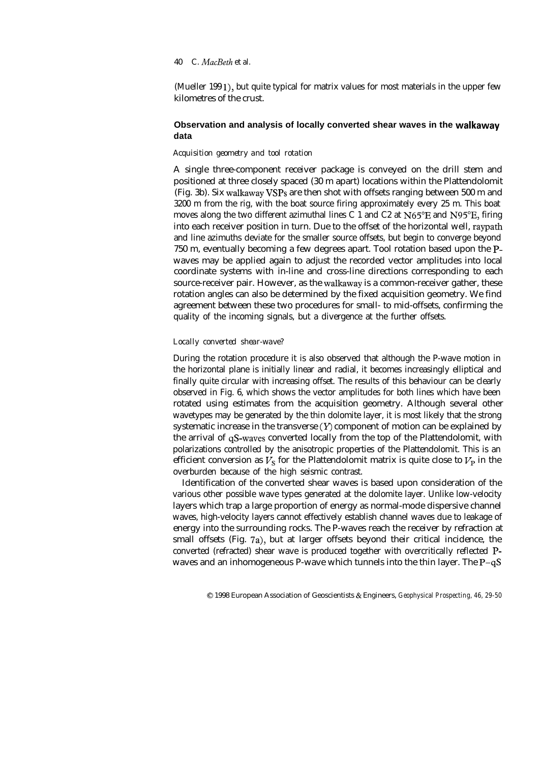(Mueller 1991), but quite typical for matrix values for most materials in the upper few kilometres of the crust.

## Observation and analysis of locally converted shear waves in the walkaway data

### *Acquisition geometry and tool rotation*

A single three-component receiver package is conveyed on the drill stem and positioned at three closely spaced (30 m apart) locations within the Plattendolomit (Fig. 3b). Six walkaway VSPs are then shot with offsets ranging between 500 m and 3200 m from the rig, with the boat source firing approximately every 25 m. This boat moves along the two different azimuthal lines C 1 and C2 at N65°E and N95°E, firing into each receiver position in turn. Due to the offset of the horizontal well, raypath and line azimuths deviate for the smaller source offsets, but begin to converge beyond 750 m, eventually becoming a few degrees apart. Tool rotation based upon the P-waves may be applied again to adjust the recorded vector amplitudes into local coordinate systems with in-line and cross-line directions corresponding to each source-receiver pair. However, as the walkaway is a common-receiver gather, these rotation angles can also be determined by the fixed acquisition geometry. We find agreement between these two procedures for small- to mid-offsets, confirming the quality of the incoming signals, but a divergence at the further offsets.

### *Locally converted shear-wave?*

During the rotation procedure it is also observed that although the P-wave motion in the horizontal plane is initially linear and radial, it becomes increasingly elliptical and finally quite circular with increasing offset. The results of this behaviour can be clearly observed in Fig. 6, which shows the vector amplitudes for both lines which have been rotated using estimates from the acquisition geometry. Although several other wavetypes may be generated by the thin dolomite layer, it is most likely that the strong systematic increase in the transverse ($Y$) component of motion can be explained by the arrival of qS-waves converted locally from the top of the Plattendolomit, with polarizations controlled by the anisotropic properties of the Plattendolomit. This is an efficient conversion as $V_S$ for the Plattendolomit matrix is quite close to $V_P$ in the overburden because of the high seismic contrast.

Identification of the converted shear waves is based upon consideration of the various other possible wave types generated at the dolomite layer. Unlike low-velocity layers which trap a large proportion of energy as normal-mode dispersive channel waves, high-velocity layers cannot effectively establish channel waves due to leakage of energy into the surrounding rocks. The P-waves reach the receiver by refraction at small offsets (Fig. 7a), but at larger offsets beyond their critical incidence, the converted (refracted) shear wave is produced together with overcritically reflected P-waves and an inhomogeneous P-wave which tunnels into the thin layer. The P–qS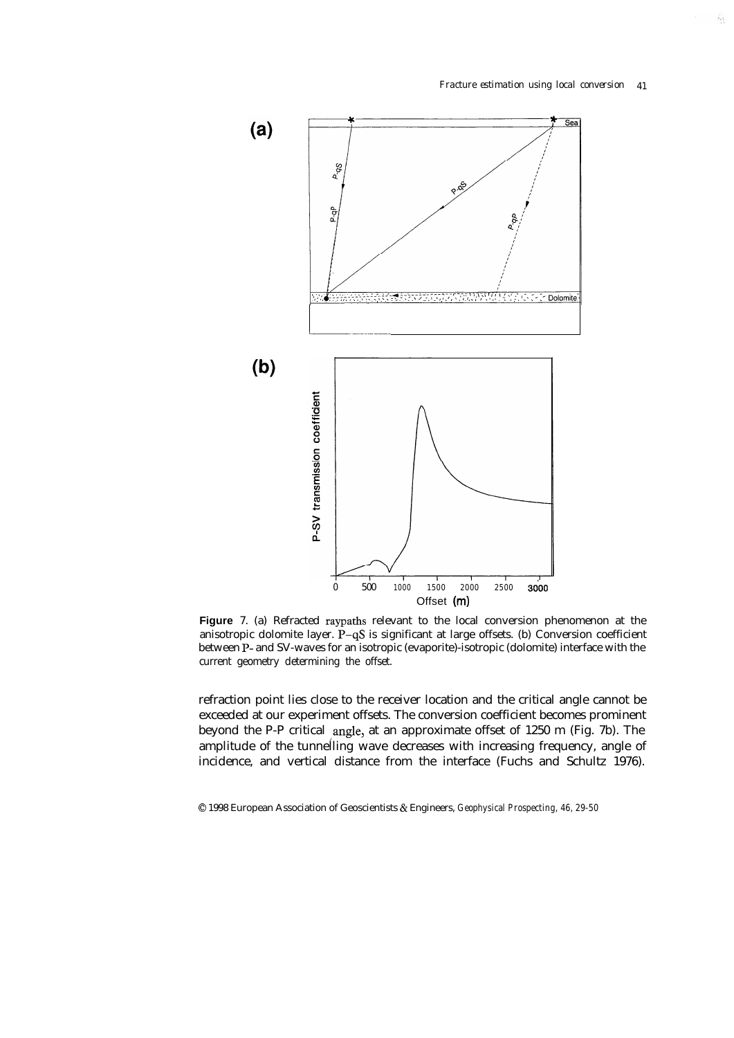**Figure 7.** (a) Refracted raypaths relevant to the local conversion phenomenon at the anisotropic dolomite layer. P–qS is significant at large offsets. (b) Conversion coefficient between P- and SV-waves for an isotropic (evaporite)-isotropic (dolomite) interface with the current geometry determining the offset.

refraction point lies close to the receiver location and the critical angle cannot be exceeded at our experiment offsets. The conversion coefficient becomes prominent beyond the P-P critical angle, at an approximate offset of 1250 m (Fig. 7b). The amplitude of the tunnelling wave decreases with increasing frequency, angle of incidence, and vertical distance from the interface (Fuchs and Schultz 1976).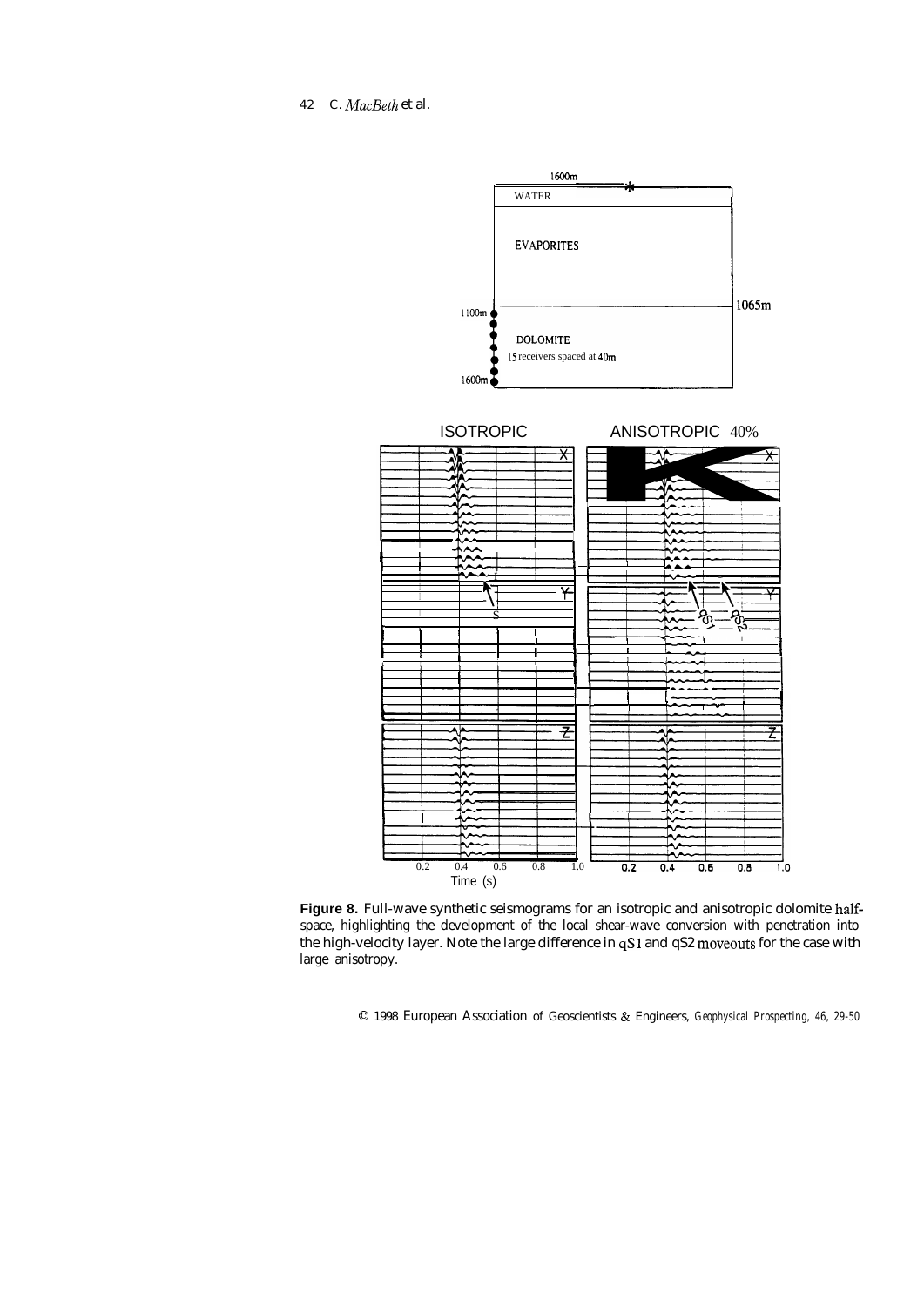**Figure 8.** Full-wave synthetic seismograms for an isotropic and anisotropic dolomite half-space, highlighting the development of the local shear-wave conversion with penetration into the high-velocity layer. Note the large difference in qS1 and qS2 moveouts for the case with large anisotropy.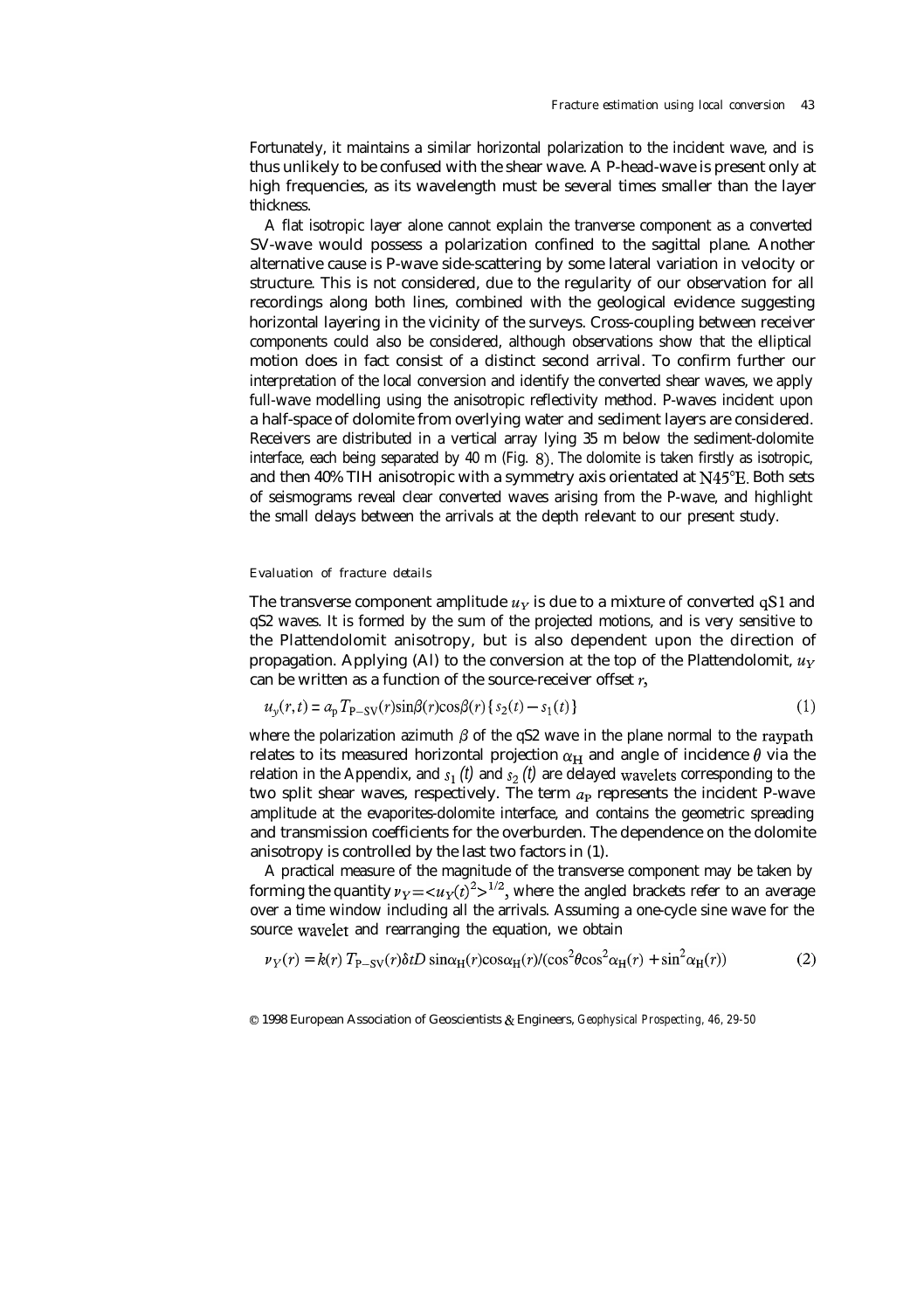Fortunately, it maintains a similar horizontal polarization to the incident wave, and is thus unlikely to be confused with the shear wave. A P-head-wave is present only at high frequencies, as its wavelength must be several times smaller than the layer thickness.

A flat isotropic layer alone cannot explain the tranverse component as a converted SV-wave would possess a polarization confined to the sagittal plane. Another alternative cause is P-wave side-scattering by some lateral variation in velocity or structure. This is not considered, due to the regularity of our observation for all recordings along both lines, combined with the geological evidence suggesting horizontal layering in the vicinity of the surveys. Cross-coupling between receiver components could also be considered, although observations show that the elliptical motion does in fact consist of a distinct second arrival. To confirm further our interpretation of the local conversion and identify the converted shear waves, we apply full-wave modelling using the anisotropic reflectivity method. P-waves incident upon a half-space of dolomite from overlying water and sediment layers are considered. Receivers are distributed in a vertical array lying 35 m below the sediment-dolomite interface, each being separated by 40 m (Fig. 8). The dolomite is taken firstly as isotropic, and then 40% TIH anisotropic with a symmetry axis orientated at N45°E. Both sets of seismograms reveal clear converted waves arising from the P-wave, and highlight the small delays between the arrivals at the depth relevant to our present study.

### Evaluation of fracture details

The transverse component amplitude $u_Y$ is due to a mixture of converted qS1 and qS2 waves. It is formed by the sum of the projected motions, and is very sensitive to the Plattendolomit anisotropy, but is also dependent upon the direction of propagation. Applying (Al) to the conversion at the top of the Plattendolomit, $u_Y$ can be written as a function of the source-receiver offset $r$,

$$u_y(r,t) = a_p T_{P-SV}(r)\sin\beta(r)\cos\beta(r)\{s_2(t) - s_1(t)\} \tag{1}$$

where the polarization azimuth $\beta$ of the qS2 wave in the plane normal to the raypath relates to its measured horizontal projection $\alpha_H$ and angle of incidence $\theta$ via the relation in the Appendix, and $s_1(t)$ and $s_2(t)$ are delayed wavelets corresponding to the two split shear waves, respectively. The term $a_P$ represents the incident P-wave amplitude at the evaporites-dolomite interface, and contains the geometric spreading and transmission coefficients for the overburden. The dependence on the dolomite anisotropy is controlled by the last two factors in (1).

A practical measure of the magnitude of the transverse component may be taken by forming the quantity $v_Y = <u_Y(t)^2>^{1/2}$, where the angled brackets refer to an average over a time window including all the arrivals. Assuming a one-cycle sine wave for the source wavelet and rearranging the equation, we obtain

$$v_Y(r) = k(r)\, T_{P-SV}(r)\delta tD \sin\alpha_H(r)\cos\alpha_H(r)/(\cos^2\theta\cos^2\alpha_H(r) + \sin^2\alpha_H(r)) \tag{2}$$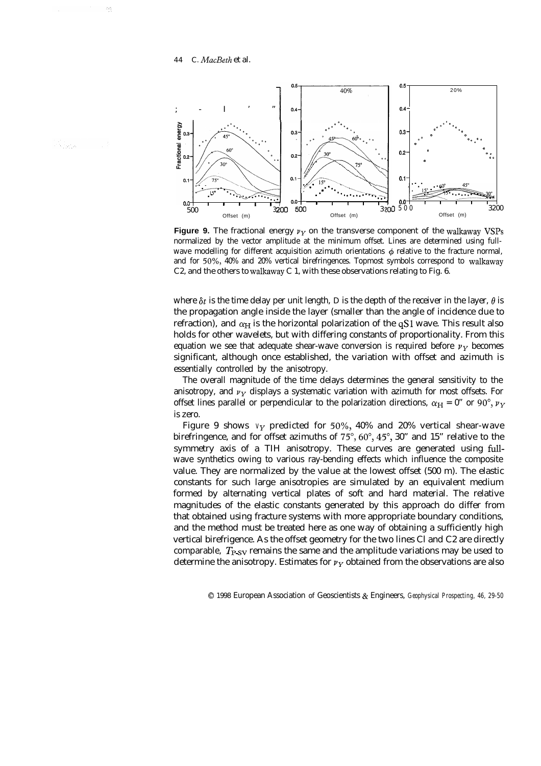**Figure 9.** The fractional energy $\nu_Y$ on the transverse component of the walkaway VSPs normalized by the vector amplitude at the minimum offset. Lines are determined using full-wave modelling for different acquisition azimuth orientations $\phi$ relative to the fracture normal, and for 50%, 40% and 20% vertical birefringences. Topmost symbols correspond to walkaway C2, and the others to walkaway C 1, with these observations relating to Fig. 6.

where $\delta t$ is the time delay per unit length, D is the depth of the receiver in the layer, $\theta$ is the propagation angle inside the layer (smaller than the angle of incidence due to refraction), and $\alpha_H$ is the horizontal polarization of the qS1 wave. This result also holds for other wavelets, but with differing constants of proportionality. From this equation we see that adequate shear-wave conversion is required before $\nu_Y$ becomes significant, although once established, the variation with offset and azimuth is essentially controlled by the anisotropy.

The overall magnitude of the time delays determines the general sensitivity to the anisotropy, and $\nu_Y$ displays a systematic variation with azimuth for most offsets. For offset lines parallel or perpendicular to the polarization directions, $\alpha_H = 0°$ or $90°$, $\nu_Y$ is zero.

Figure 9 shows $\nu_Y$ predicted for 50%, 40% and 20% vertical shear-wave birefringence, and for offset azimuths of 75°, 60°, 45°, 30° and 15° relative to the symmetry axis of a TIH anisotropy. These curves are generated using full-wave synthetics owing to various ray-bending effects which influence the composite value. They are normalized by the value at the lowest offset (500 m). The elastic constants for such large anisotropies are simulated by an equivalent medium formed by alternating vertical plates of soft and hard material. The relative magnitudes of the elastic constants generated by this approach do differ from that obtained using fracture systems with more appropriate boundary conditions, and the method must be treated here as one way of obtaining a sufficiently high vertical birefrigence. As the offset geometry for the two lines C1 and C2 are directly comparable, $T_{P\text{-}SV}$ remains the same and the amplitude variations may be used to determine the anisotropy. Estimates for $\nu_Y$ obtained from the observations are also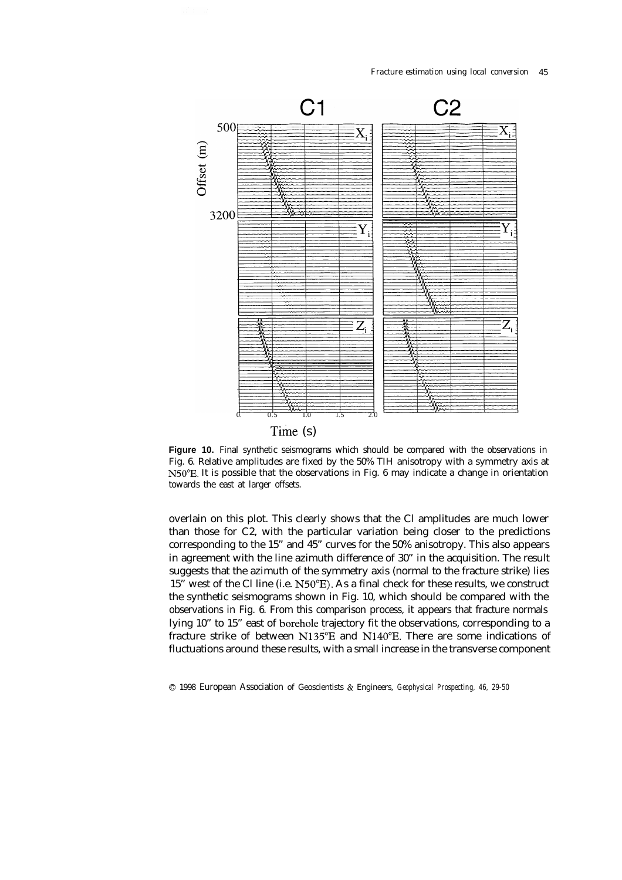**Figure 10.** Final synthetic seismograms which should be compared with the observations in Fig. 6. Relative amplitudes are fixed by the 50% TIH anisotropy with a symmetry axis at N50°E. It is possible that the observations in Fig. 6 may indicate a change in orientation towards the east at larger offsets.

overlain on this plot. This clearly shows that the Cl amplitudes are much lower than those for C2, with the particular variation being closer to the predictions corresponding to the 15" and 45" curves for the 50% anisotropy. This also appears in agreement with the line azimuth difference of 30" in the acquisition. The result suggests that the azimuth of the symmetry axis (normal to the fracture strike) lies 15" west of the Cl line (i.e. N50°E). As a final check for these results, we construct the synthetic seismograms shown in Fig. 10, which should be compared with the observations in Fig. 6. From this comparison process, it appears that fracture normals lying 10" to 15" east of borehole trajectory fit the observations, corresponding to a fracture strike of between N135°E and N140°E. There are some indications of fluctuations around these results, with a small increase in the transverse component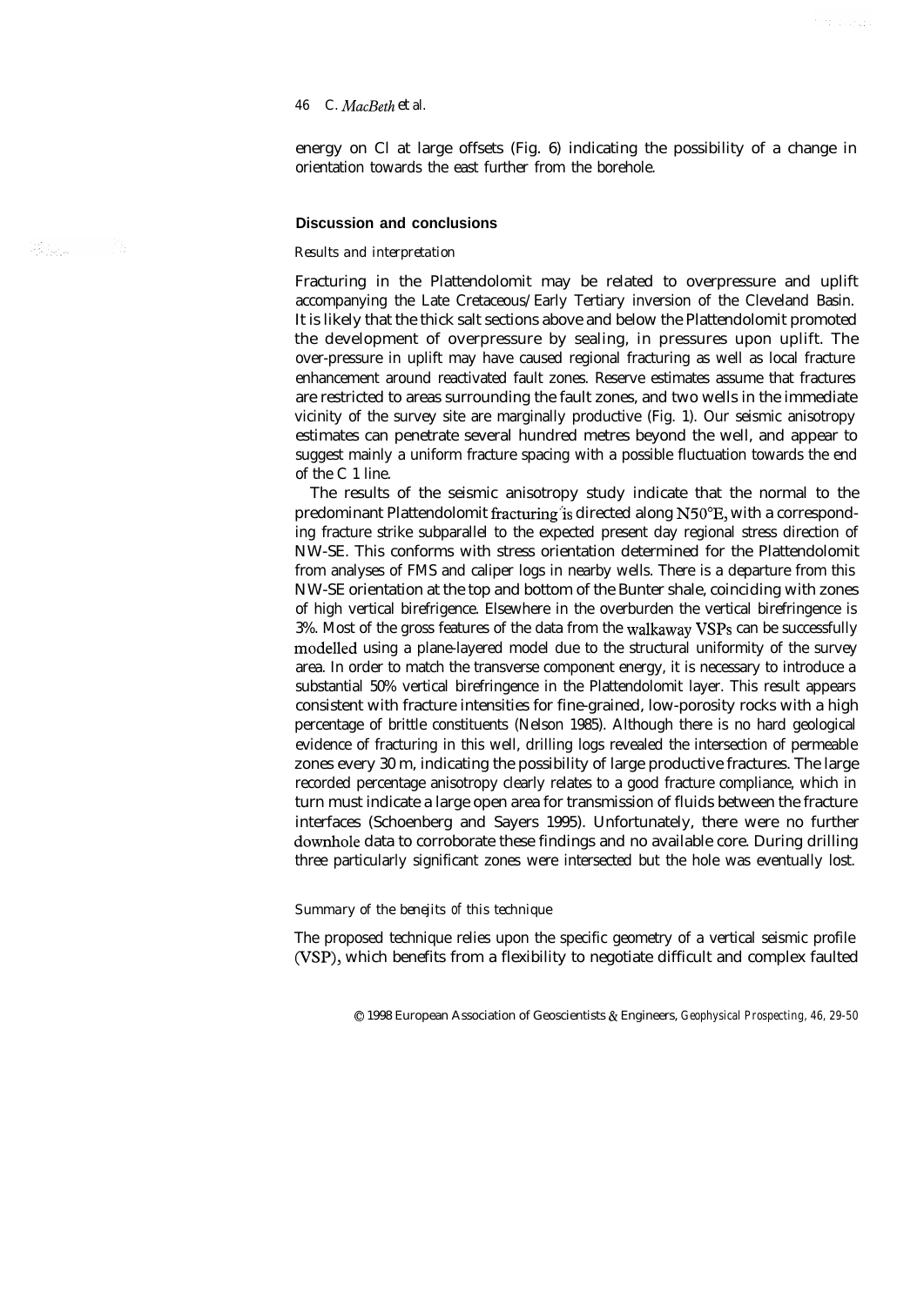energy on Cl at large offsets (Fig. 6) indicating the possibility of a change in orientation towards the east further from the borehole.

## Discussion and conclusions

### *Results and interpretation*

Fracturing in the Plattendolomit may be related to overpressure and uplift accompanying the Late Cretaceous/Early Tertiary inversion of the Cleveland Basin. It is likely that the thick salt sections above and below the Plattendolomit promoted the development of overpressure by sealing, in pressures upon uplift. The over-pressure in uplift may have caused regional fracturing as well as local fracture enhancement around reactivated fault zones. Reserve estimates assume that fractures are restricted to areas surrounding the fault zones, and two wells in the immediate vicinity of the survey site are marginally productive (Fig. 1). Our seismic anisotropy estimates can penetrate several hundred metres beyond the well, and appear to suggest mainly a uniform fracture spacing with a possible fluctuation towards the end of the C 1 line.

The results of the seismic anisotropy study indicate that the normal to the predominant Plattendolomit fracturing is directed along N50°E, with a corresponding fracture strike subparallel to the expected present day regional stress direction of NW-SE. This conforms with stress orientation determined for the Plattendolomit from analyses of FMS and caliper logs in nearby wells. There is a departure from this NW-SE orientation at the top and bottom of the Bunter shale, coinciding with zones of high vertical birefrigence. Elsewhere in the overburden the vertical birefringence is 3%. Most of the gross features of the data from the walkaway VSPs can be successfully modelled using a plane-layered model due to the structural uniformity of the survey area. In order to match the transverse component energy, it is necessary to introduce a substantial 50% vertical birefringence in the Plattendolomit layer. This result appears consistent with fracture intensities for fine-grained, low-porosity rocks with a high percentage of brittle constituents (Nelson 1985). Although there is no hard geological evidence of fracturing in this well, drilling logs revealed the intersection of permeable zones every 30 m, indicating the possibility of large productive fractures. The large recorded percentage anisotropy clearly relates to a good fracture compliance, which in turn must indicate a large open area for transmission of fluids between the fracture interfaces (Schoenberg and Sayers 1995). Unfortunately, there were no further downhole data to corroborate these findings and no available core. During drilling three particularly significant zones were intersected but the hole was eventually lost.

### *Summary of the benefits of this technique*

The proposed technique relies upon the specific geometry of a vertical seismic profile (VSP), which benefits from a flexibility to negotiate difficult and complex faulted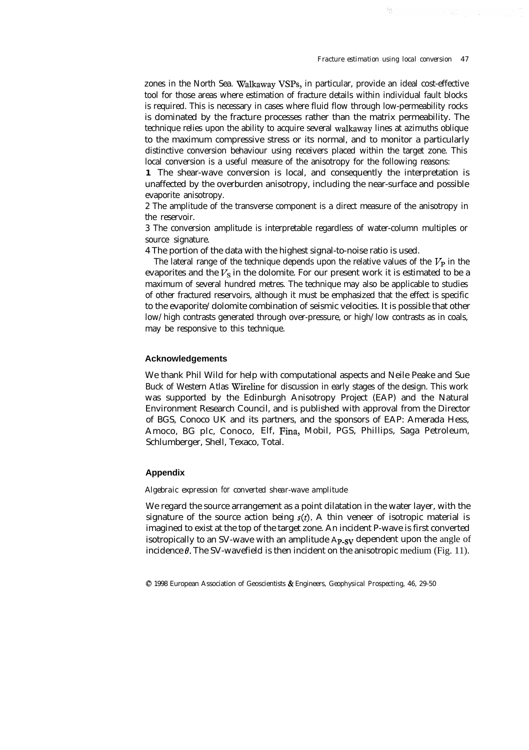zones in the North Sea. Walkaway VSPs, in particular, provide an ideal cost-effective tool for those areas where estimation of fracture details within individual fault blocks is required. This is necessary in cases where fluid flow through low-permeability rocks is dominated by the fracture processes rather than the matrix permeability. The technique relies upon the ability to acquire several walkaway lines at azimuths oblique to the maximum compressive stress or its normal, and to monitor a particularly distinctive conversion behaviour using receivers placed within the target zone. This local conversion is a useful measure of the anisotropy for the following reasons:

1 The shear-wave conversion is local, and consequently the interpretation is unaffected by the overburden anisotropy, including the near-surface and possible evaporite anisotropy.

2 The amplitude of the transverse component is a direct measure of the anisotropy in the reservoir.

3 The conversion amplitude is interpretable regardless of water-column multiples or source signature.

4 The portion of the data with the highest signal-to-noise ratio is used.

The lateral range of the technique depends upon the relative values of the $V_P$ in the evaporites and the $V_S$ in the dolomite. For our present work it is estimated to be a maximum of several hundred metres. The technique may also be applicable to studies of other fractured reservoirs, although it must be emphasized that the effect is specific to the evaporite/dolomite combination of seismic velocities. It is possible that other low/high contrasts generated through over-pressure, or high/low contrasts as in coals, may be responsive to this technique.

## Acknowledgements

We thank Phil Wild for help with computational aspects and Neile Peake and Sue Buck of Western Atlas Wireline for discussion in early stages of the design. This work was supported by the Edinburgh Anisotropy Project (EAP) and the Natural Environment Research Council, and is published with approval from the Director of BGS, Conoco UK and its partners, and the sponsors of EAP: Amerada Hess, Amoco, BG plc, Conoco, Elf, Fina, Mobil, PGS, Phillips, Saga Petroleum, Schlumberger, Shell, Texaco, Total.

## Appendix

*Algebraic expression for converted shear-wave amplitude*

We regard the source arrangement as a point dilatation in the water layer, with the signature of the source action being $s(t)$. A thin veneer of isotropic material is imagined to exist at the top of the target zone. An incident P-wave is first converted isotropically to an SV-wave with an amplitude $A_{P\text{-}SV}$ dependent upon the angle of incidence $\theta$. The SV-wavefield is then incident on the anisotropic medium (Fig. 11).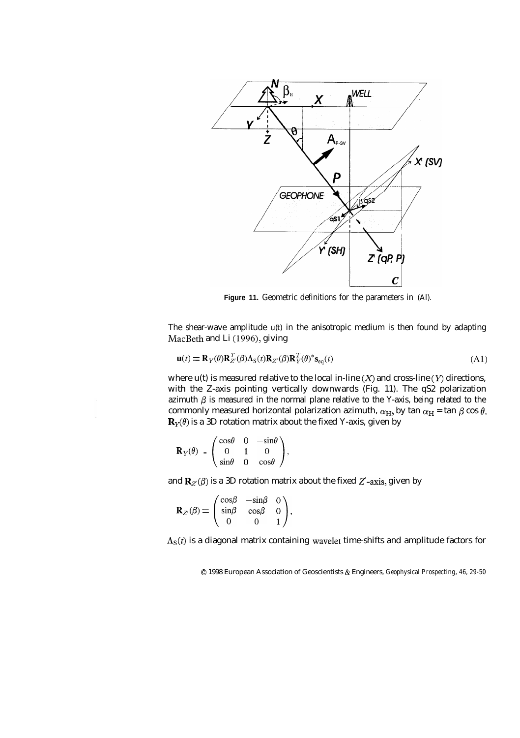**Figure 11.** Geometric definitions for the parameters in (AI).

The shear-wave amplitude u(t) in the anisotropic medium is then found by adapting MacBeth and Li (1996), giving

$$\mathbf{u}(t) = \mathbf{R}_Y(\theta)\mathbf{R}_{Z'}^T(\beta)\Lambda_S(t)\mathbf{R}_{Z'}(\beta)\mathbf{R}_Y^T(\theta)^*\mathbf{s}_{eq}(t) \tag{A1}$$

where u(t) is measured relative to the local in-line $(X)$ and cross-line $(Y)$ directions, with the Z-axis pointing vertically downwards (Fig. 11). The qS2 polarization azimuth $\beta$ is measured in the normal plane relative to the Y-axis, being related to the commonly measured horizontal polarization azimuth, $\alpha_H$, by $\tan \alpha_H = \tan \beta \cos \theta$. $\mathbf{R}_Y(\theta)$ is a 3D rotation matrix about the fixed Y-axis, given by

$$\mathbf{R}_Y(\theta) = \begin{pmatrix} \cos\theta & 0 & -\sin\theta \\ 0 & 1 & 0 \\ \sin\theta & 0 & \cos\theta \end{pmatrix},$$

and $\mathbf{R}_{Z'}(\beta)$ is a 3D rotation matrix about the fixed $Z'$-axis, given by

$$\mathbf{R}_{Z'}(\beta) = \begin{pmatrix} \cos\beta & -\sin\beta & 0 \\ \sin\beta & \cos\beta & 0 \\ 0 & 0 & 1 \end{pmatrix},$$

$\Lambda_S(t)$ is a diagonal matrix containing wavelet time-shifts and amplitude factors for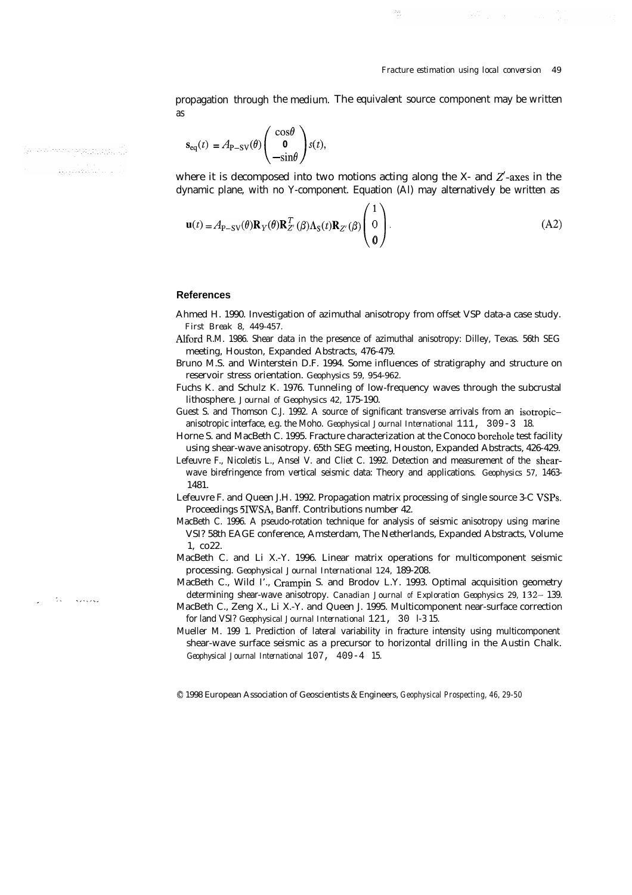propagation through the medium. The equivalent source component may be written as

$$\mathbf{s}_{\mathrm{eq}}(t) = A_{\mathrm{P-SV}}(\theta)\begin{pmatrix} \cos\theta \\ 0 \\ -\sin\theta \end{pmatrix} s(t),$$

where it is decomposed into two motions acting along the X- and $Z'$-axes in the dynamic plane, with no Y-component. Equation (Al) may alternatively be written as

$$\mathbf{u}(t) = A_{\mathrm{P-SV}}(\theta)\mathbf{R}_Y(\theta)\mathbf{R}_{Z'}^T(\beta)\Lambda_S(t)\mathbf{R}_{Z'}(\beta)\begin{pmatrix} 1 \\ 0 \\ 0 \end{pmatrix}. \tag{A2}$$

## References

Ahmed H. 1990. Investigation of azimuthal anisotropy from offset VSP data-a case study. *First Break* 8, 449-457.

Alford R.M. 1986. Shear data in the presence of azimuthal anisotropy: Dilley, Texas. 56th SEG meeting, Houston, Expanded Abstracts, 476-479.

Bruno M.S. and Winterstein D.F. 1994. Some influences of stratigraphy and structure on reservoir stress orientation. *Geophysics* 59, 954-962.

Fuchs K. and Schulz K. 1976. Tunneling of low-frequency waves through the subcrustal lithosphere. *Journal of Geophysics* 42, 175-190.

Guest S. and Thomson C.J. 1992. A source of significant transverse arrivals from an isotropic–anisotropic interface, e.g. the Moho. *Geophysical Journal International* 111, 309-318.

Horne S. and MacBeth C. 1995. Fracture characterization at the Conoco borehole test facility using shear-wave anisotropy. 65th SEG meeting, Houston, Expanded Abstracts, 426-429.

Lefeuvre F., Nicoletis L., Ansel V. and Cliet C. 1992. Detection and measurement of the shear-wave birefringence from vertical seismic data: Theory and applications. *Geophysics* 57, 1463-1481.

Lefeuvre F. and Queen J.H. 1992. Propagation matrix processing of single source 3-C VSPs. Proceedings 5IWSA, Banff. Contributions number 42.

MacBeth C. 1996. A pseudo-rotation technique for analysis of seismic anisotropy using marine VSI? 58th EAGE conference, Amsterdam, The Netherlands, Expanded Abstracts, Volume 1, co22.

MacBeth C. and Li X.-Y. 1996. Linear matrix operations for multicomponent seismic processing. *Geophysical Journal International* 124, 189-208.

MacBeth C., Wild I'., Crampin S. and Brodov L.Y. 1993. Optimal acquisition geometry determining shear-wave anisotropy. *Canadian Journal of Exploration Geophysics* 29, 132–139.

MacBeth C., Zeng X., Li X.-Y. and Queen J. 1995. Multicomponent near-surface correction for land VSI? *Geophysical Journal International* 121, 301-315.

Mueller M. 1991. Prediction of lateral variability in fracture intensity using multicomponent shear-wave surface seismic as a precursor to horizontal drilling in the Austin Chalk. *Geophysical Journal International* 107, 409-415.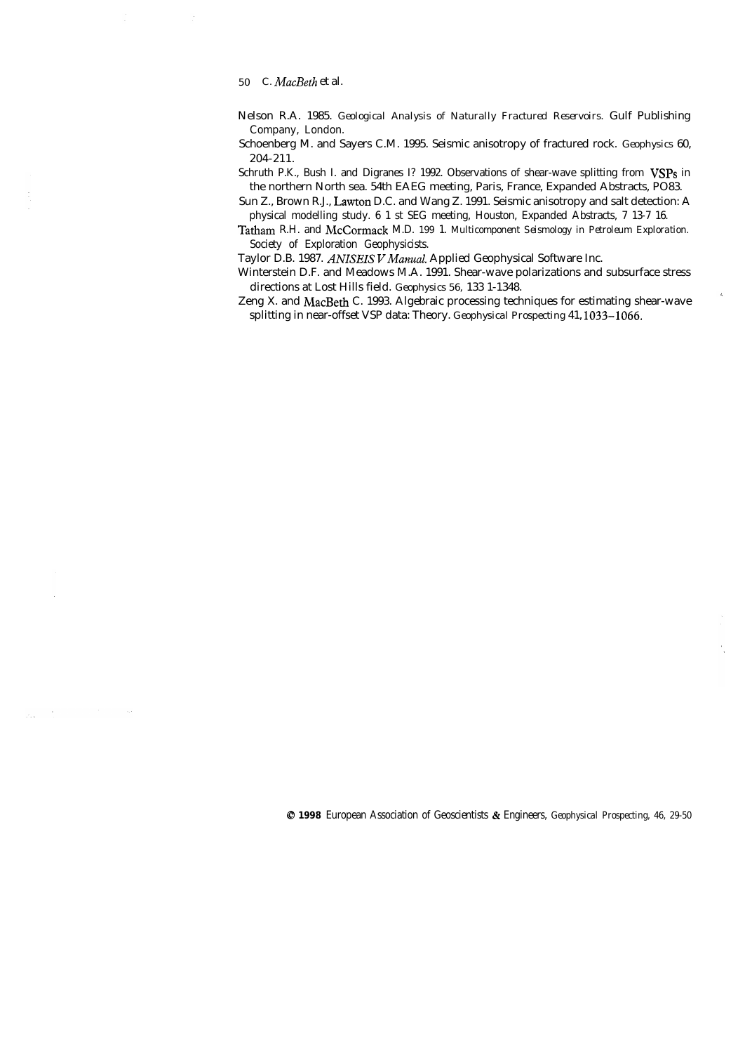Nelson R.A. 1985. Geological Analysis of Naturally Fractured Reservoirs. Gulf Publishing Company, London.

Schoenberg M. and Sayers C.M. 1995. Seismic anisotropy of fractured rock. Geophysics 60, 204-211.

Schruth P.K., Bush I. and Digranes I? 1992. Observations of shear-wave splitting from VSPs in the northern North sea. 54th EAEG meeting, Paris, France, Expanded Abstracts, PO83.

Sun Z., Brown R.J., Lawton D.C. and Wang Z. 1991. Seismic anisotropy and salt detection: A physical modelling study. 6 1 st SEG meeting, Houston, Expanded Abstracts, 7 13-7 16.

Tatham R.H. and McCormack M.D. 199 1. Multicomponent Seismology in Petroleum Exploration. Society of Exploration Geophysicists.

Taylor D.B. 1987. *ANISEIS V Manual*. Applied Geophysical Software Inc.

Winterstein D.F. and Meadows M.A. 1991. Shear-wave polarizations and subsurface stress directions at Lost Hills field. Geophysics 56, 133 1-1348.

Zeng X. and MacBeth C. 1993. Algebraic processing techniques for estimating shear-wave splitting in near-offset VSP data: Theory. Geophysical Prospecting 41, 1033-1066.